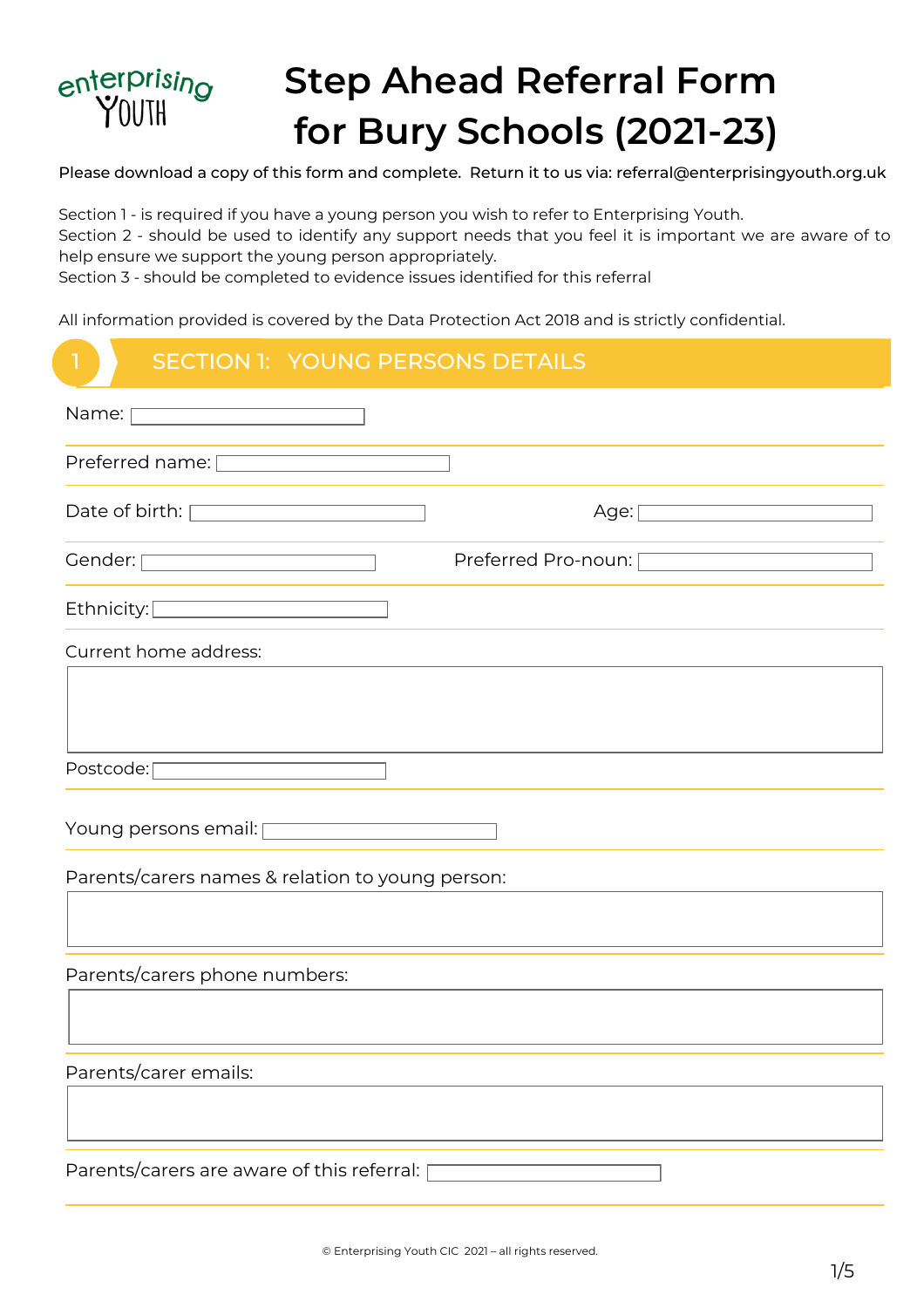enterprising YOUTH

# Step Ahead Referral Form for Bury Schools (2021-23)

Please download a copy of this form and complete. Return it to us via: referral@enterprisingyouth.org.uk

Section 1 - is required if you have a young person you wish to refer to Enterprising Youth.
Section 2 - should be used to identify any support needs that you feel it is important we are aware of to help ensure we support the young person appropriately.
Section 3 - should be completed to evidence issues identified for this referral

All information provided is covered by the Data Protection Act 2018 and is strictly confidential.

## 1 SECTION 1: YOUNG PERSONS DETAILS

Name:

Preferred name:

Date of birth: Age:

Gender: Preferred Pro-noun:

Ethnicity:

Current home address:

Postcode:

Young persons email:

Parents/carers names & relation to young person:

Parents/carers phone numbers:

Parents/carer emails:

Parents/carers are aware of this referral:

© Enterprising Youth CIC 2021 – all rights reserved.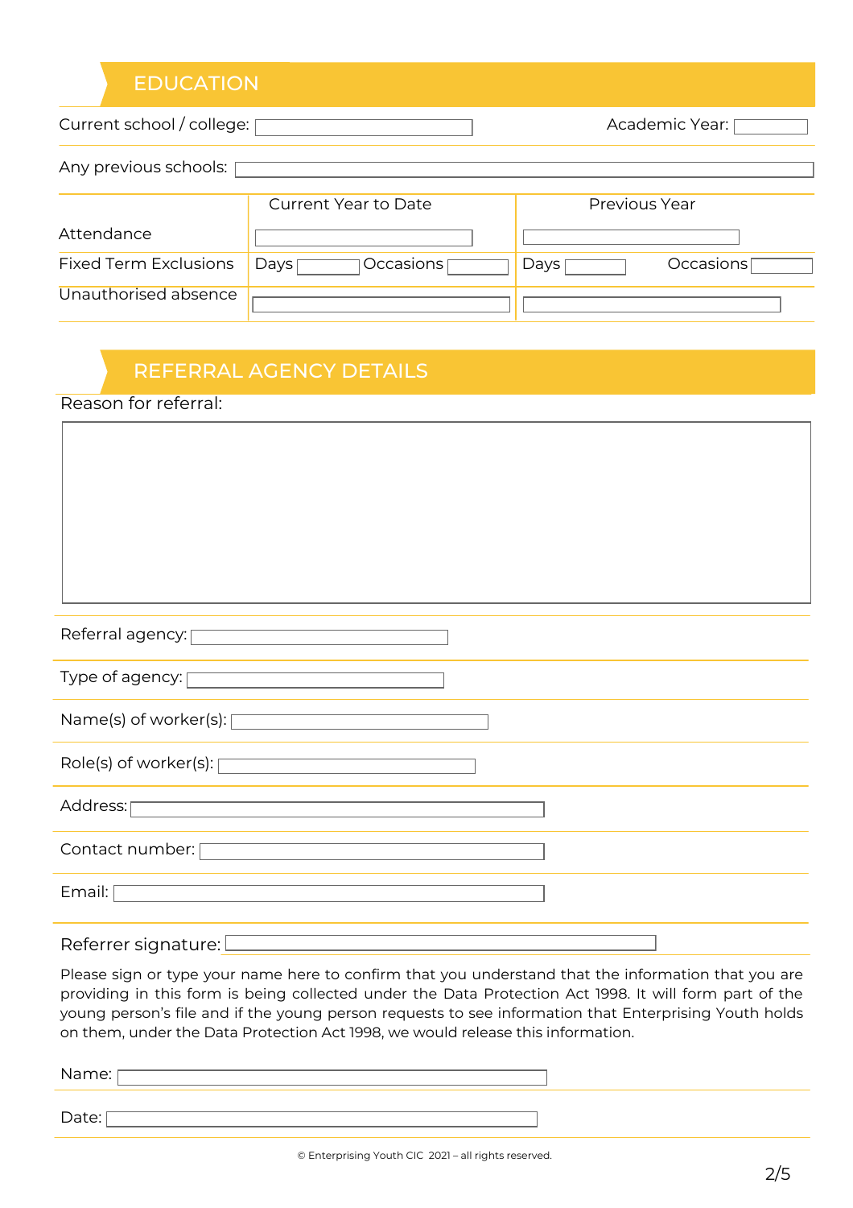## EDUCATION

Current school / college: 　　　　Academic Year:

Any previous schools:

| | Current Year to Date | | Previous Year | |
|---|---|---|---|---|
| Attendance | | | | |
| Fixed Term Exclusions | Days | Occasions | Days | Occasions |
| Unauthorised absence | | | | |

## REFERRAL AGENCY DETAILS

Reason for referral:

Referral agency:

Type of agency:

Name(s) of worker(s):

Role(s) of worker(s):

Address:

Contact number:

Email:

Referrer signature:

Please sign or type your name here to confirm that you understand that the information that you are providing in this form is being collected under the Data Protection Act 1998. It will form part of the young person's file and if the young person requests to see information that Enterprising Youth holds on them, under the Data Protection Act 1998, we would release this information.

Name:

Date:

© Enterprising Youth CIC 2021 – all rights reserved.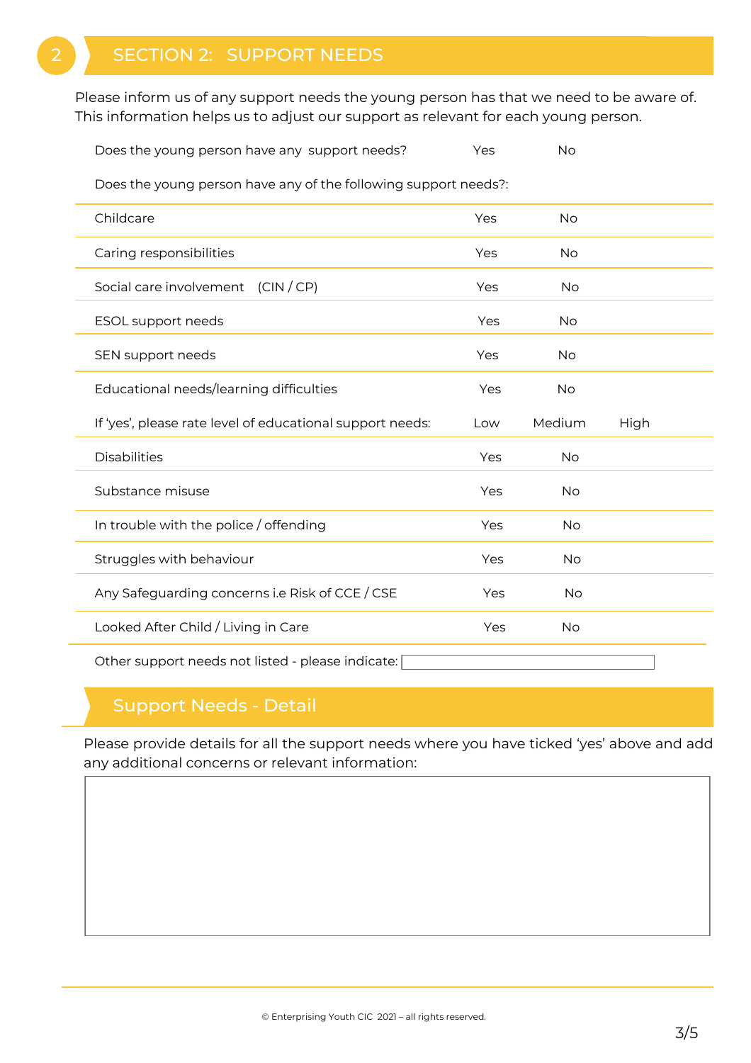## 2 SECTION 2: SUPPORT NEEDS

Please inform us of any support needs the young person has that we need to be aware of. This information helps us to adjust our support as relevant for each young person.

Does the young person have any support needs? Yes No

Does the young person have any of the following support needs?:

| | | | |
|---|---|---|---|
| Childcare | Yes | No | |
| Caring responsibilities | Yes | No | |
| Social care involvement (CIN / CP) | Yes | No | |
| ESOL support needs | Yes | No | |
| SEN support needs | Yes | No | |
| Educational needs/learning difficulties | Yes | No | |
| If 'yes', please rate level of educational support needs: | Low | Medium | High |
| Disabilities | Yes | No | |
| Substance misuse | Yes | No | |
| In trouble with the police / offending | Yes | No | |
| Struggles with behaviour | Yes | No | |
| Any Safeguarding concerns i.e Risk of CCE / CSE | Yes | No | |
| Looked After Child / Living in Care | Yes | No | |

Other support needs not listed - please indicate:

## Support Needs - Detail

Please provide details for all the support needs where you have ticked 'yes' above and add any additional concerns or relevant information:

© Enterprising Youth CIC 2021 – all rights reserved.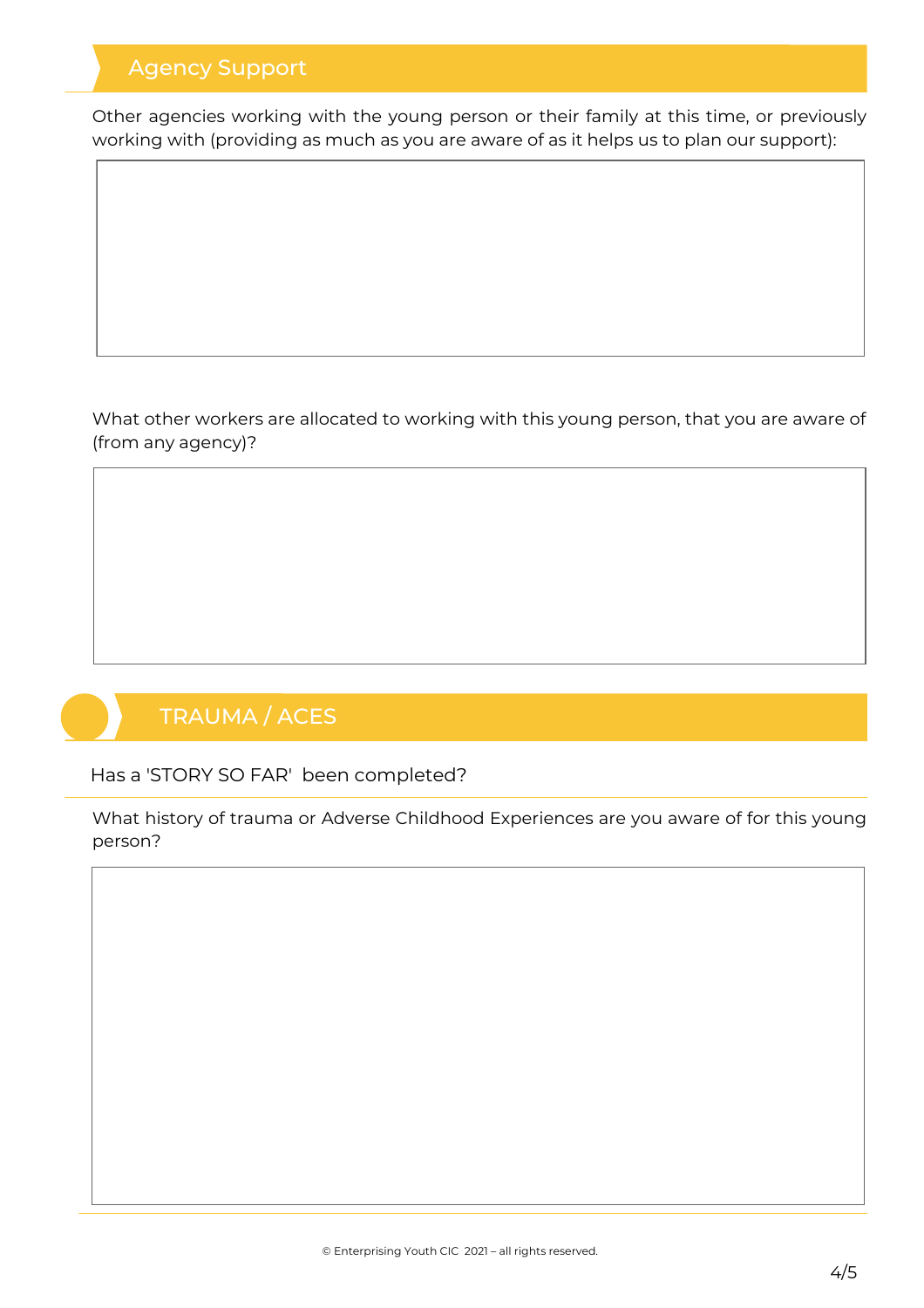## Agency Support

Other agencies working with the young person or their family at this time, or previously working with (providing as much as you are aware of as it helps us to plan our support):

What other workers are allocated to working with this young person, that you are aware of (from any agency)?

## TRAUMA / ACES

Has a 'STORY SO FAR' been completed?

What history of trauma or Adverse Childhood Experiences are you aware of for this young person?

© Enterprising Youth CIC 2021 – all rights reserved.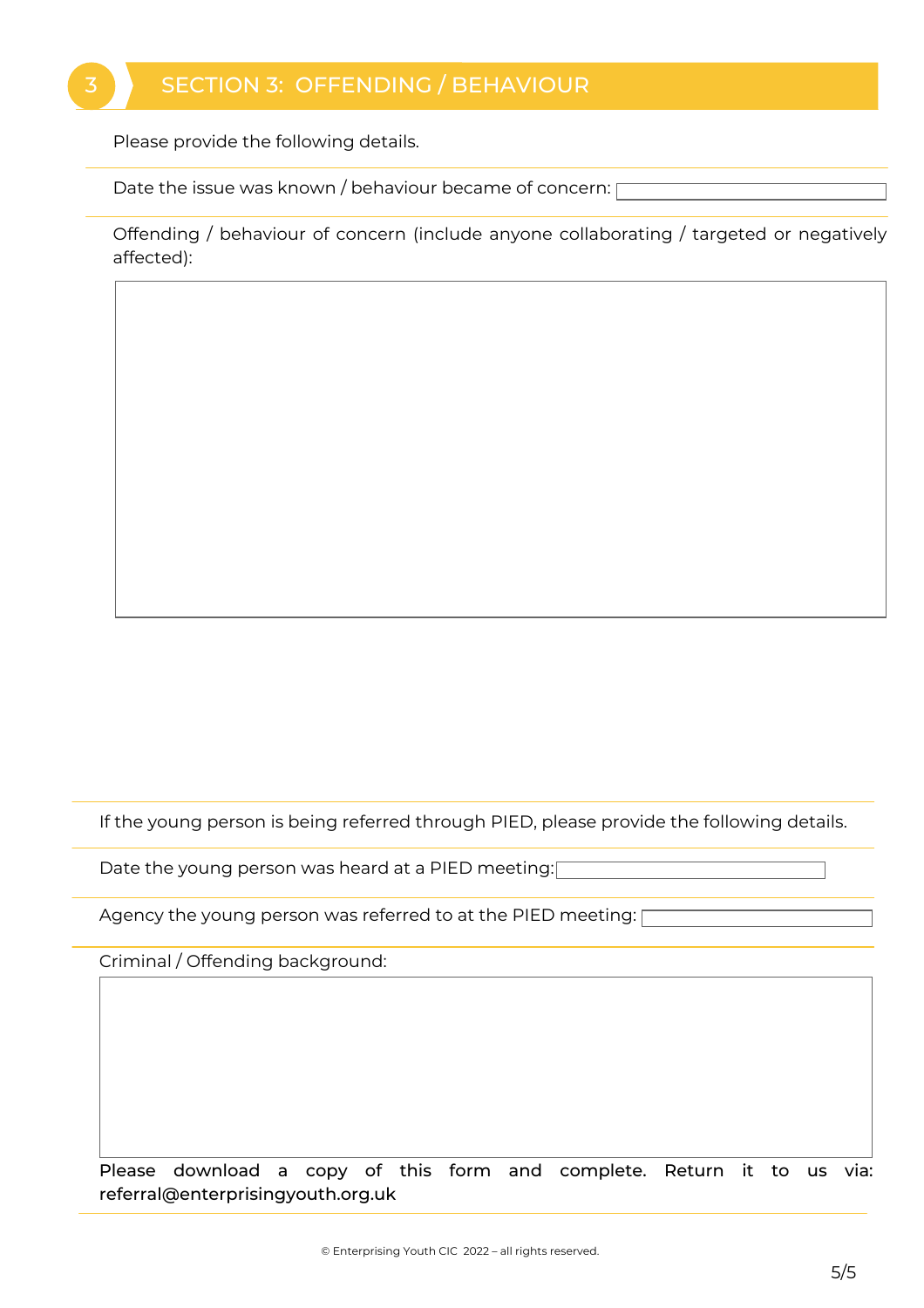## 3 SECTION 3: OFFENDING / BEHAVIOUR

Please provide the following details.

Date the issue was known / behaviour became of concern:

Offending / behaviour of concern (include anyone collaborating / targeted or negatively affected):

If the young person is being referred through PIED, please provide the following details.

Date the young person was heard at a PIED meeting:

Agency the young person was referred to at the PIED meeting:

Criminal / Offending background:

Please download a copy of this form and complete. Return it to us via: referral@enterprisingyouth.org.uk

© Enterprising Youth CIC 2022 – all rights reserved.